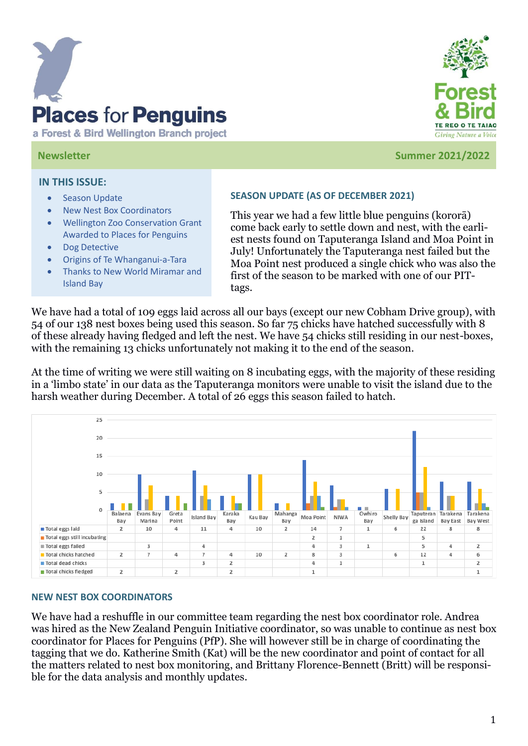# Places for Penguins

a Forest & Bird Wellington Branch project

Forest & Bird
TE REO O TE TAIAO
Giving Nature a Voice

**Newsletter** **Summer 2021/2022**

## IN THIS ISSUE:

- Season Update
- New Nest Box Coordinators
- Wellington Zoo Conservation Grant Awarded to Places for Penguins
- Dog Detective
- Origins of Te Whanganui-a-Tara
- Thanks to New World Miramar and Island Bay

## SEASON UPDATE (AS OF DECEMBER 2021)

This year we had a few little blue penguins (kororā) come back early to settle down and nest, with the earliest nests found on Taputeranga Island and Moa Point in July! Unfortunately the Taputeranga nest failed but the Moa Point nest produced a single chick who was also the first of the season to be marked with one of our PIT-tags.

We have had a total of 109 eggs laid across all our bays (except our new Cobham Drive group), with 54 of our 138 nest boxes being used this season. So far 75 chicks have hatched successfully with 8 of these already having fledged and left the nest. We have 54 chicks still residing in our nest-boxes, with the remaining 13 chicks unfortunately not making it to the end of the season.

At the time of writing we were still waiting on 8 incubating eggs, with the majority of these residing in a 'limbo state' in our data as the Taputeranga monitors were unable to visit the island due to the harsh weather during December. A total of 26 eggs this season failed to hatch.

| | Balaena Bay | Evans Bay Marina | Greta Point | Island Bay | Karaka Bay | Kau Bay | Mahanga Bay | Moa Point | NIWA | Owhiro Bay | Shelly Bay | Taputeranga Island | Tarakena Bay East | Tarakena Bay West |
|---|---|---|---|---|---|---|---|---|---|---|---|---|---|---|
| Total eggs laid | 2 | 10 | 4 | 11 | 4 | 10 | 2 | 14 | 7 | 1 | 6 | 22 | 8 | 8 |
| Total eggs still incubating | | | | | | | | 2 | 1 | | | 5 | | |
| Total eggs failed | | 3 | | 4 | | | | 4 | 3 | 1 | | 5 | 4 | 2 |
| Total chicks hatched | 2 | 7 | 4 | 7 | 4 | 10 | 2 | 8 | 3 | | 6 | 12 | 4 | 6 |
| Total dead chicks | | | | 3 | 2 | | | 4 | 1 | | | 1 | | 2 |
| Total chicks fledged | 2 | | 2 | | 2 | | | 1 | | | | | | 1 |

## NEW NEST BOX COORDINATORS

We have had a reshuffle in our committee team regarding the nest box coordinator role. Andrea was hired as the New Zealand Penguin Initiative coordinator, so was unable to continue as nest box coordinator for Places for Penguins (PfP). She will however still be in charge of coordinating the tagging that we do. Katherine Smith (Kat) will be the new coordinator and point of contact for all the matters related to nest box monitoring, and Brittany Florence-Bennett (Britt) will be responsible for the data analysis and monthly updates.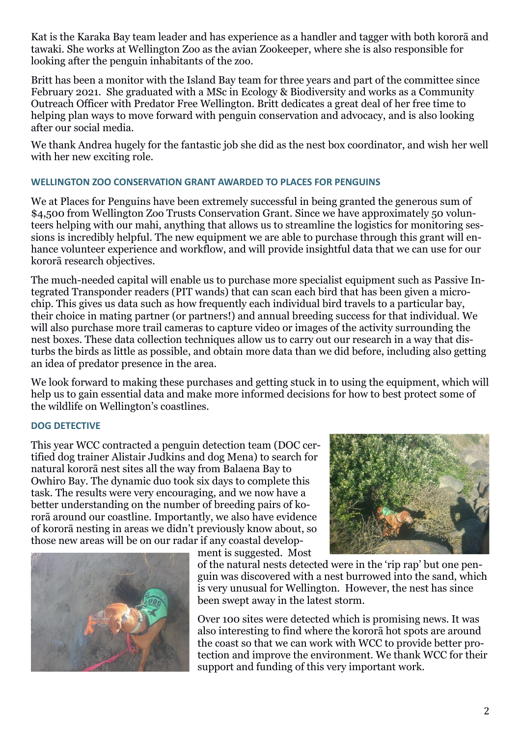Kat is the Karaka Bay team leader and has experience as a handler and tagger with both kororā and tawaki. She works at Wellington Zoo as the avian Zookeeper, where she is also responsible for looking after the penguin inhabitants of the zoo.

Britt has been a monitor with the Island Bay team for three years and part of the committee since February 2021. She graduated with a MSc in Ecology & Biodiversity and works as a Community Outreach Officer with Predator Free Wellington. Britt dedicates a great deal of her free time to helping plan ways to move forward with penguin conservation and advocacy, and is also looking after our social media.

We thank Andrea hugely for the fantastic job she did as the nest box coordinator, and wish her well with her new exciting role.

### WELLINGTON ZOO CONSERVATION GRANT AWARDED TO PLACES FOR PENGUINS

We at Places for Penguins have been extremely successful in being granted the generous sum of $4,500 from Wellington Zoo Trusts Conservation Grant. Since we have approximately 50 volunteers helping with our mahi, anything that allows us to streamline the logistics for monitoring sessions is incredibly helpful. The new equipment we are able to purchase through this grant will enhance volunteer experience and workflow, and will provide insightful data that we can use for our kororā research objectives.

The much-needed capital will enable us to purchase more specialist equipment such as Passive Integrated Transponder readers (PIT wands) that can scan each bird that has been given a microchip. This gives us data such as how frequently each individual bird travels to a particular bay, their choice in mating partner (or partners!) and annual breeding success for that individual. We will also purchase more trail cameras to capture video or images of the activity surrounding the nest boxes. These data collection techniques allow us to carry out our research in a way that disturbs the birds as little as possible, and obtain more data than we did before, including also getting an idea of predator presence in the area.

We look forward to making these purchases and getting stuck in to using the equipment, which will help us to gain essential data and make more informed decisions for how to best protect some of the wildlife on Wellington's coastlines.

### DOG DETECTIVE

This year WCC contracted a penguin detection team (DOC certified dog trainer Alistair Judkins and dog Mena) to search for natural kororā nest sites all the way from Balaena Bay to Owhiro Bay. The dynamic duo took six days to complete this task. The results were very encouraging, and we now have a better understanding on the number of breeding pairs of kororā around our coastline. Importantly, we also have evidence of kororā nesting in areas we didn't previously know about, so those new areas will be on our radar if any coastal development is suggested. Most of the natural nests detected were in the 'rip rap' but one penguin was discovered with a nest burrowed into the sand, which is very unusual for Wellington. However, the nest has since been swept away in the latest storm.

Over 100 sites were detected which is promising news. It was also interesting to find where the kororā hot spots are around the coast so that we can work with WCC to provide better protection and improve the environment. We thank WCC for their support and funding of this very important work.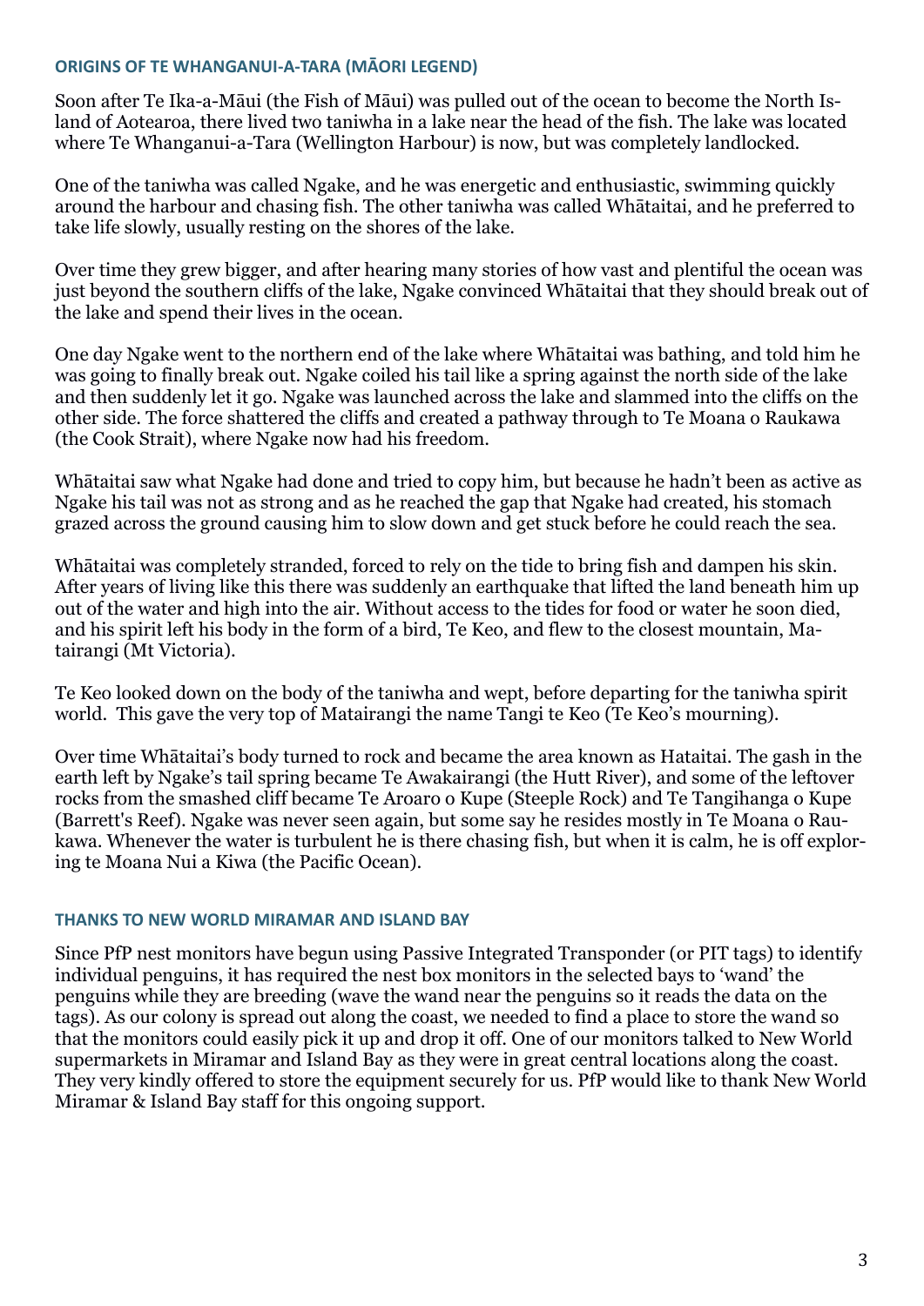## ORIGINS OF TE WHANGANUI-A-TARA (MĀORI LEGEND)

Soon after Te Ika-a-Māui (the Fish of Māui) was pulled out of the ocean to become the North Island of Aotearoa, there lived two taniwha in a lake near the head of the fish. The lake was located where Te Whanganui-a-Tara (Wellington Harbour) is now, but was completely landlocked.

One of the taniwha was called Ngake, and he was energetic and enthusiastic, swimming quickly around the harbour and chasing fish. The other taniwha was called Whātaitai, and he preferred to take life slowly, usually resting on the shores of the lake.

Over time they grew bigger, and after hearing many stories of how vast and plentiful the ocean was just beyond the southern cliffs of the lake, Ngake convinced Whātaitai that they should break out of the lake and spend their lives in the ocean.

One day Ngake went to the northern end of the lake where Whātaitai was bathing, and told him he was going to finally break out. Ngake coiled his tail like a spring against the north side of the lake and then suddenly let it go. Ngake was launched across the lake and slammed into the cliffs on the other side. The force shattered the cliffs and created a pathway through to Te Moana o Raukawa (the Cook Strait), where Ngake now had his freedom.

Whātaitai saw what Ngake had done and tried to copy him, but because he hadn't been as active as Ngake his tail was not as strong and as he reached the gap that Ngake had created, his stomach grazed across the ground causing him to slow down and get stuck before he could reach the sea.

Whātaitai was completely stranded, forced to rely on the tide to bring fish and dampen his skin. After years of living like this there was suddenly an earthquake that lifted the land beneath him up out of the water and high into the air. Without access to the tides for food or water he soon died, and his spirit left his body in the form of a bird, Te Keo, and flew to the closest mountain, Matairangi (Mt Victoria).

Te Keo looked down on the body of the taniwha and wept, before departing for the taniwha spirit world. This gave the very top of Matairangi the name Tangi te Keo (Te Keo's mourning).

Over time Whātaitai's body turned to rock and became the area known as Hataitai. The gash in the earth left by Ngake's tail spring became Te Awakairangi (the Hutt River), and some of the leftover rocks from the smashed cliff became Te Aroaro o Kupe (Steeple Rock) and Te Tangihanga o Kupe (Barrett's Reef). Ngake was never seen again, but some say he resides mostly in Te Moana o Raukawa. Whenever the water is turbulent he is there chasing fish, but when it is calm, he is off exploring te Moana Nui a Kiwa (the Pacific Ocean).

## THANKS TO NEW WORLD MIRAMAR AND ISLAND BAY

Since PfP nest monitors have begun using Passive Integrated Transponder (or PIT tags) to identify individual penguins, it has required the nest box monitors in the selected bays to 'wand' the penguins while they are breeding (wave the wand near the penguins so it reads the data on the tags). As our colony is spread out along the coast, we needed to find a place to store the wand so that the monitors could easily pick it up and drop it off. One of our monitors talked to New World supermarkets in Miramar and Island Bay as they were in great central locations along the coast. They very kindly offered to store the equipment securely for us. PfP would like to thank New World Miramar & Island Bay staff for this ongoing support.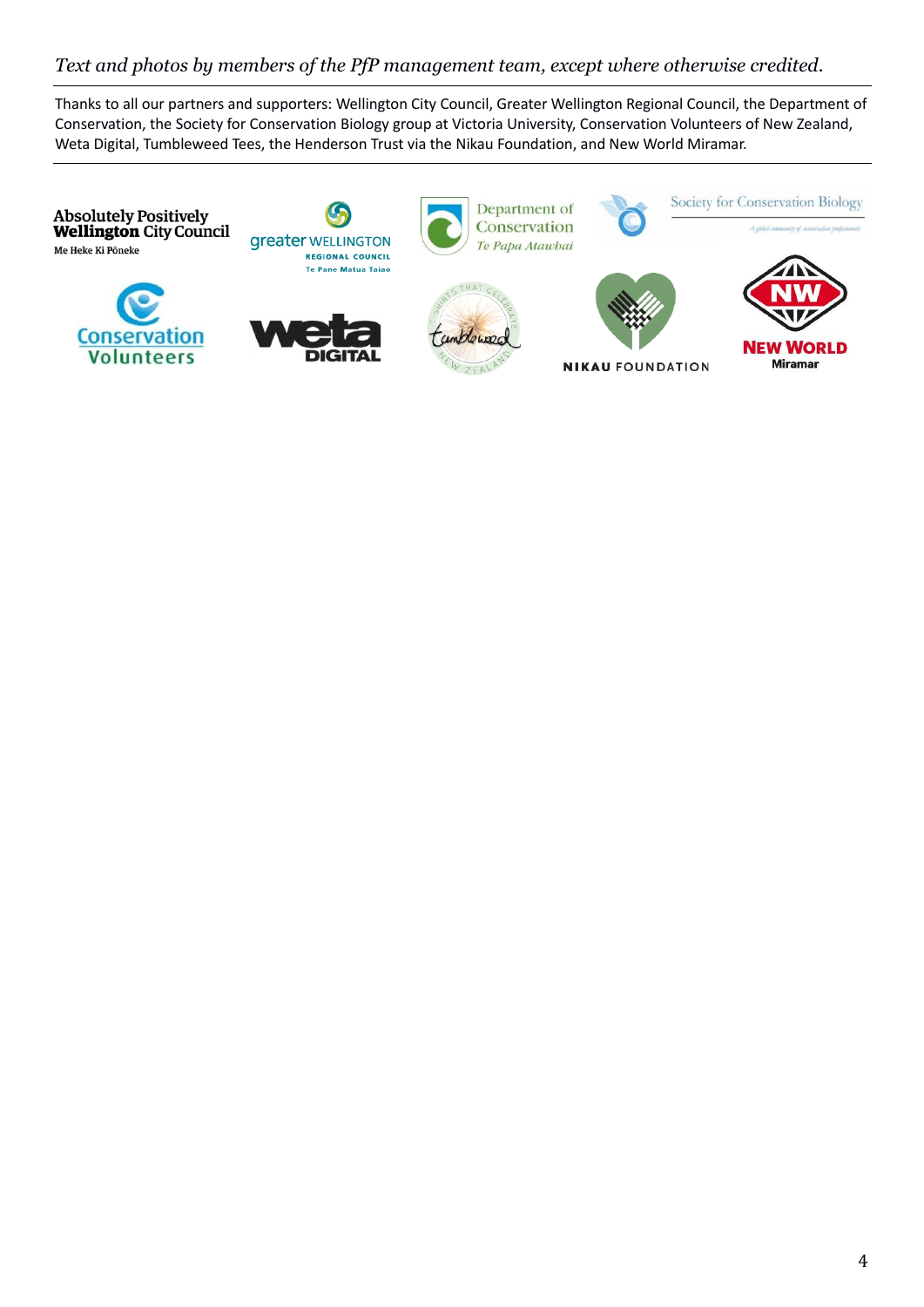*Text and photos by members of the PfP management team, except where otherwise credited.*

Thanks to all our partners and supporters: Wellington City Council, Greater Wellington Regional Council, the Department of Conservation, the Society for Conservation Biology group at Victoria University, Conservation Volunteers of New Zealand, Weta Digital, Tumbleweed Tees, the Henderson Trust via the Nikau Foundation, and New World Miramar.